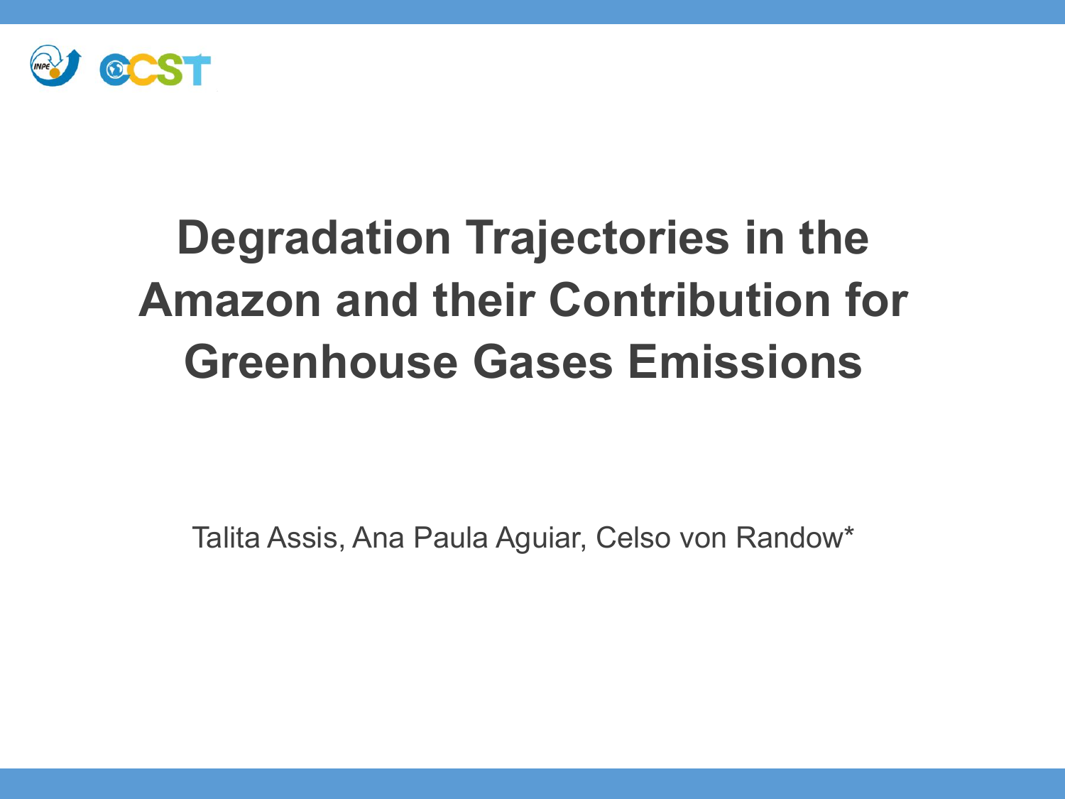# Degradation Trajectories in the Amazon and their Contribution for Greenhouse Gases Emissions

Talita Assis, Ana Paula Aguiar, Celso von Randow*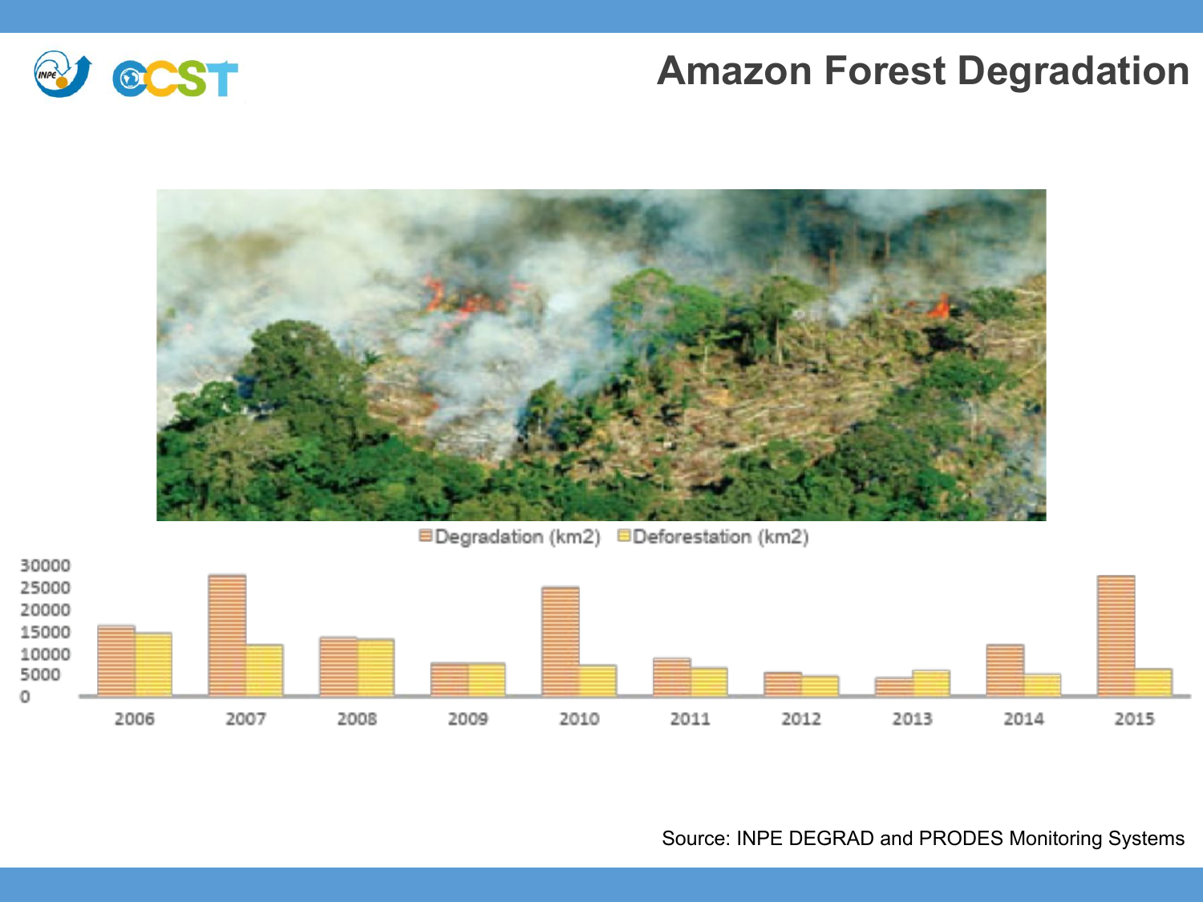# Amazon Forest Degradation

Degradation (km2) Deforestation (km2)

Source: INPE DEGRAD and PRODES Monitoring Systems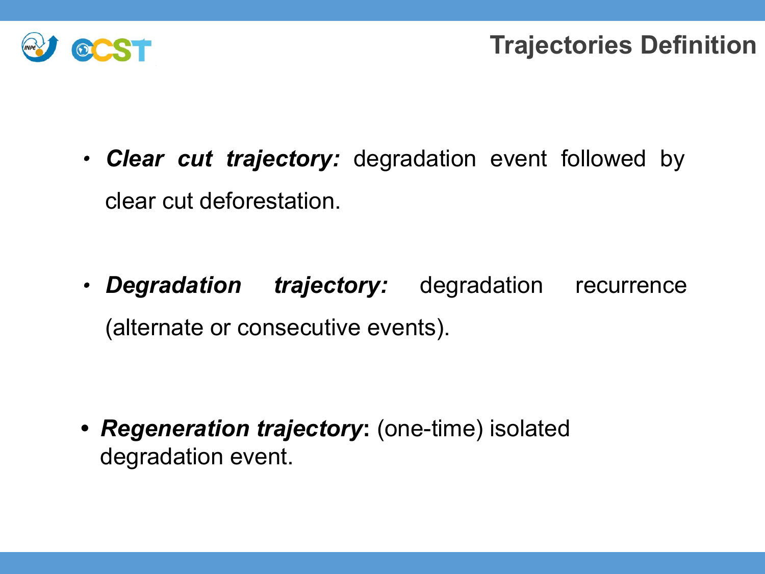# Trajectories Definition

- ***Clear cut trajectory:*** degradation event followed by clear cut deforestation.

- ***Degradation trajectory:*** degradation recurrence (alternate or consecutive events).

- ***Regeneration trajectory*:** (one-time) isolated degradation event.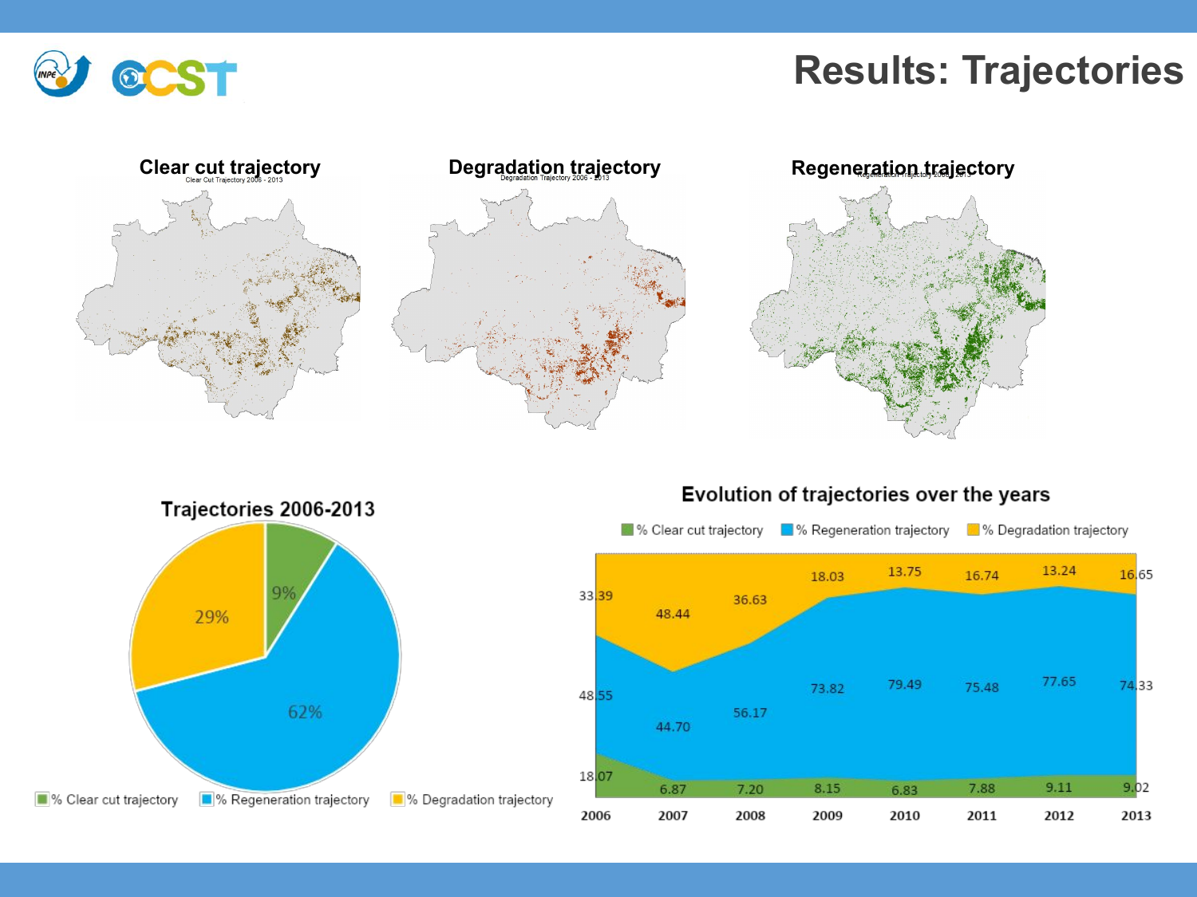# Results: Trajectories

### Clear cut trajectory

Clear Cut Trajectory 2006 - 2013

### Degradation trajectory

Degradation Trajectory 2006 - 2013

### Regeneration trajectory

Regeneration Trajectory 2006 - 2013

### Trajectories 2006-2013

| Trajectory | % |
| --- | --- |
| % Clear cut trajectory | 9% |
| % Regeneration trajectory | 62% |
| % Degradation trajectory | 29% |

### Evolution of trajectories over the years

| Year | % Clear cut trajectory | % Regeneration trajectory | % Degradation trajectory |
| --- | --- | --- | --- |
| 2006 | 18.07 | 48.55 | 33.39 |
| 2007 | 6.87 | 44.70 | 48.44 |
| 2008 | 7.20 | 56.17 | 36.63 |
| 2009 | 8.15 | 73.82 | 18.03 |
| 2010 | 6.83 | 79.49 | 13.75 |
| 2011 | 7.88 | 75.48 | 16.74 |
| 2012 | 9.11 | 77.65 | 13.24 |
| 2013 | 9.02 | 74.33 | 16.65 |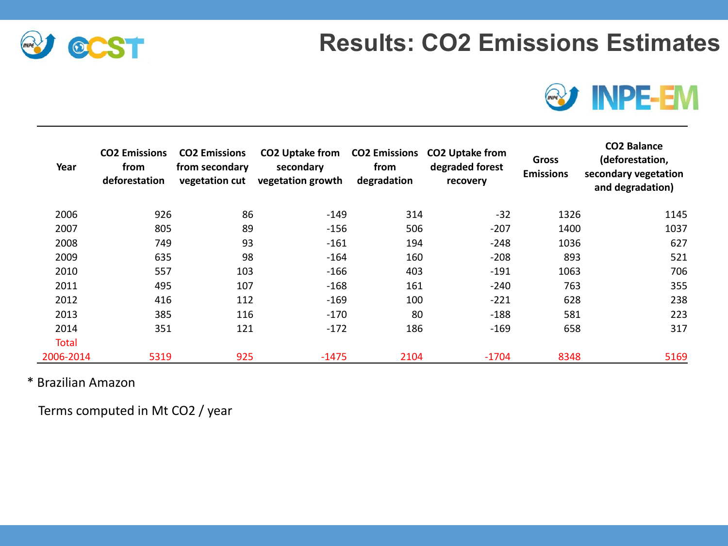# Results: $CO_2$ Emissions Estimates

INPE-EM

| Year | $CO_2$ Emissions from deforestation | $CO_2$ Emissions from secondary vegetation cut | $CO_2$ Uptake from secondary vegetation growth | $CO_2$ Emissions from degradation | $CO_2$ Uptake from degraded forest recovery | Gross Emissions | $CO_2$ Balance (deforestation, secondary vegetation and degradation) |
|---|---|---|---|---|---|---|---|
| 2006 | 926 | 86 | -149 | 314 | -32 | 1326 | 1145 |
| 2007 | 805 | 89 | -156 | 506 | -207 | 1400 | 1037 |
| 2008 | 749 | 93 | -161 | 194 | -248 | 1036 | 627 |
| 2009 | 635 | 98 | -164 | 160 | -208 | 893 | 521 |
| 2010 | 557 | 103 | -166 | 403 | -191 | 1063 | 706 |
| 2011 | 495 | 107 | -168 | 161 | -240 | 763 | 355 |
| 2012 | 416 | 112 | -169 | 100 | -221 | 628 | 238 |
| 2013 | 385 | 116 | -170 | 80 | -188 | 581 | 223 |
| 2014 | 351 | 121 | -172 | 186 | -169 | 658 | 317 |
| Total 2006-2014 | 5319 | 925 | -1475 | 2104 | -1704 | 8348 | 5169 |

* Brazilian Amazon

Terms computed in Mt $CO_2$ / year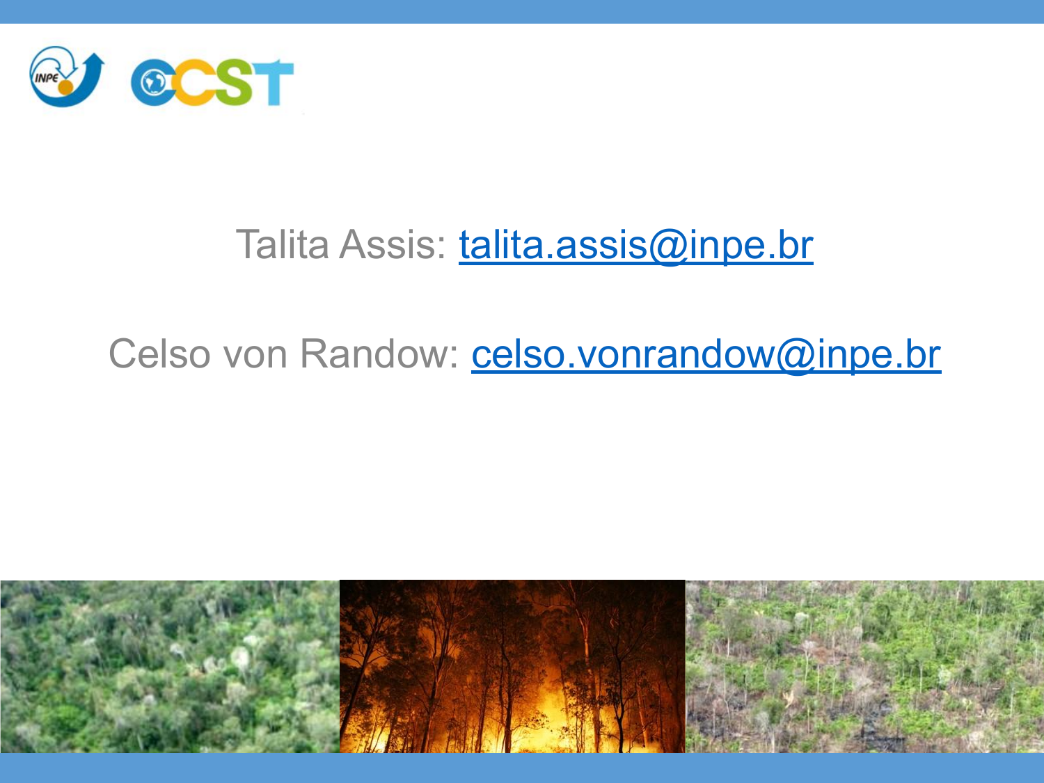Talita Assis: [talita.assis@inpe.br](mailto:talita.assis@inpe.br)

Celso von Randow: [celso.vonrandow@inpe.br](mailto:celso.vonrandow@inpe.br)